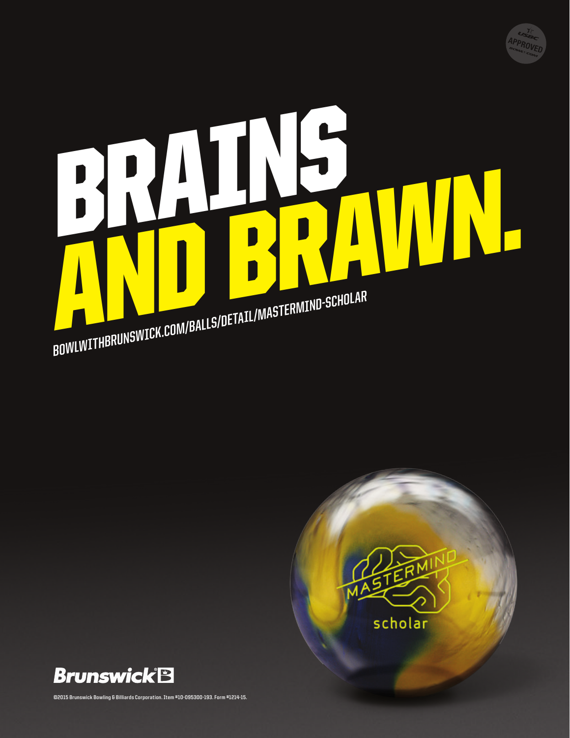# BRAINS AND BRAWN.

BOWLWITHBRUNSWICK.COM/BALLS/DETAIL/MASTERMIND-SCHOLAR

USBC APPROVED BOWL.COM

MASTERMIND scholar

Brunswick

©2015 Brunswick Bowling & Billiards Corporation. Item #10-095300-193. Form #1214-15.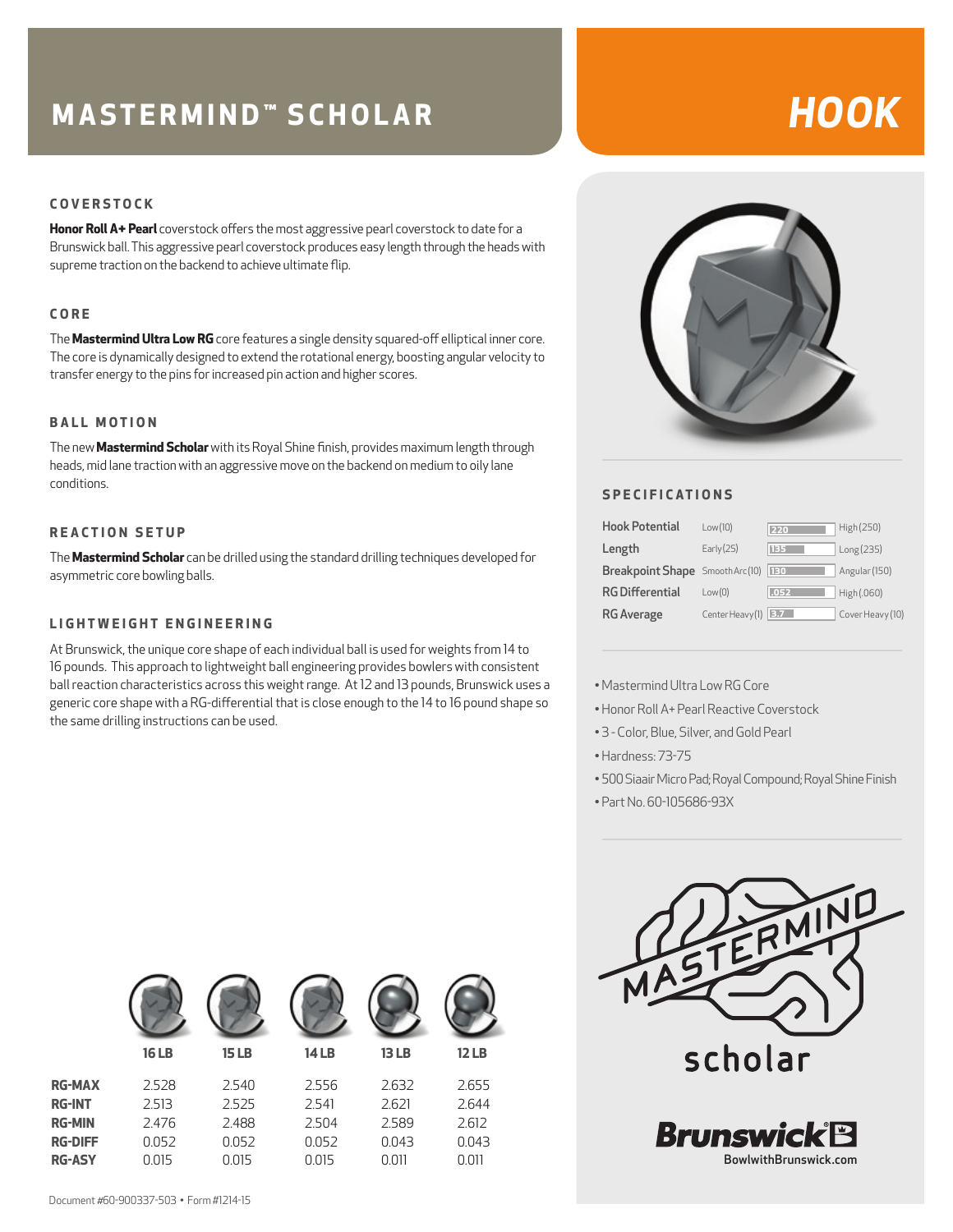# MASTERMIND™ SCHOLAR

## HOOK

### COVERSTOCK

**Honor Roll A+ Pearl** coverstock offers the most aggressive pearl coverstock to date for a Brunswick ball. This aggressive pearl coverstock produces easy length through the heads with supreme traction on the backend to achieve ultimate flip.

### CORE

The **Mastermind Ultra Low RG** core features a single density squared-off elliptical inner core. The core is dynamically designed to extend the rotational energy, boosting angular velocity to transfer energy to the pins for increased pin action and higher scores.

### BALL MOTION

The new **Mastermind Scholar** with its Royal Shine finish, provides maximum length through heads, mid lane traction with an aggressive move on the backend on medium to oily lane conditions.

### REACTION SETUP

The **Mastermind Scholar** can be drilled using the standard drilling techniques developed for asymmetric core bowling balls.

### LIGHTWEIGHT ENGINEERING

At Brunswick, the unique core shape of each individual ball is used for weights from 14 to 16 pounds. This approach to lightweight ball engineering provides bowlers with consistent ball reaction characteristics across this weight range. At 12 and 13 pounds, Brunswick uses a generic core shape with a RG-differential that is close enough to the 14 to 16 pound shape so the same drilling instructions can be used.

| | 16 LB | 15 LB | 14 LB | 13 LB | 12 LB |
|---|---|---|---|---|---|
| **RG-MAX** | 2.528 | 2.540 | 2.556 | 2.632 | 2.655 |
| **RG-INT** | 2.513 | 2.525 | 2.541 | 2.621 | 2.644 |
| **RG-MIN** | 2.476 | 2.488 | 2.504 | 2.589 | 2.612 |
| **RG-DIFF** | 0.052 | 0.052 | 0.052 | 0.043 | 0.043 |
| **RG-ASY** | 0.015 | 0.015 | 0.015 | 0.011 | 0.011 |

### SPECIFICATIONS

| | | | |
|---|---|---|---|
| Hook Potential | Low (10) | 220 | High (250) |
| Length | Early (25) | 135 | Long (235) |
| Breakpoint Shape | Smooth Arc (10) | 130 | Angular (150) |
| RG Differential | Low (0) | .052 | High (.060) |
| RG Average | Center Heavy (1) | 3.7 | Cover Heavy (10) |

- Mastermind Ultra Low RG Core
- Honor Roll A+ Pearl Reactive Coverstock
- 3 - Color, Blue, Silver, and Gold Pearl
- Hardness: 73-75
- 500 Siaair Micro Pad; Royal Compound; Royal Shine Finish
- Part No. 60-105686-93X

MASTERMIND scholar

Brunswick

BowlwithBrunswick.com

Document #60-900337-503 • Form #1214-15